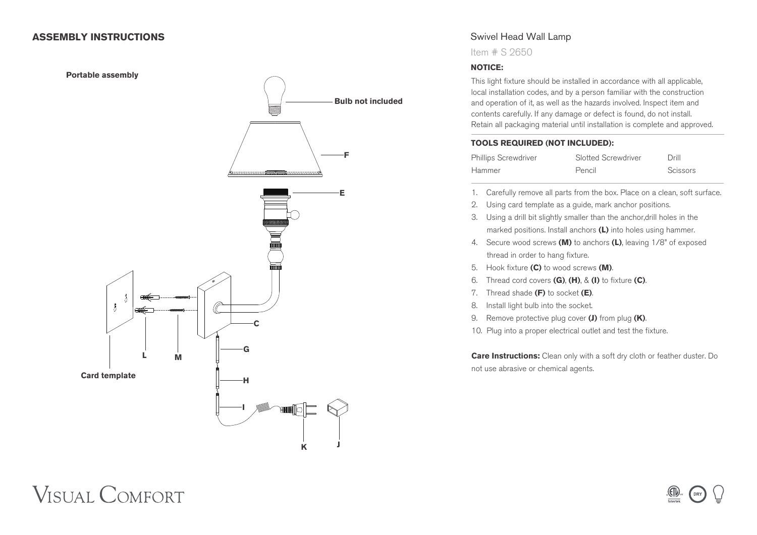## ASSEMBLY INSTRUCTIONS

**Portable assembly**

Bulb not included

F

E

C

G

H

I

K

J

L

M

Card template

# Swivel Head Wall Lamp

Item # S 2650

**NOTICE:**

This light fixture should be installed in accordance with all applicable, local installation codes, and by a person familiar with the construction and operation of it, as well as the hazards involved. Inspect item and contents carefully. If any damage or defect is found, do not install. Retain all packaging material until installation is complete and approved.

**TOOLS REQUIRED (NOT INCLUDED):**

| Phillips Screwdriver | Slotted Screwdriver | Drill |
|---|---|---|
| Hammer | Pencil | Scissors |

1. Carefully remove all parts from the box. Place on a clean, soft surface.
2. Using card template as a guide, mark anchor positions.
3. Using a drill bit slightly smaller than the anchor,drill holes in the marked positions. Install anchors **(L)** into holes using hammer.
4. Secure wood screws **(M)** to anchors **(L)**, leaving 1/8" of exposed thread in order to hang fixture.
5. Hook fixture **(C)** to wood screws **(M)**.
6. Thread cord covers **(G)**, **(H)**, & **(I)** to fixture **(C)**.
7. Thread shade **(F)** to socket **(E)**.
8. Install light bulb into the socket.
9. Remove protective plug cover **(J)** from plug **(K)**.
10. Plug into a proper electrical outlet and test the fixture.

**Care Instructions:** Clean only with a soft dry cloth or feather duster. Do not use abrasive or chemical agents.

VISUAL COMFORT

DRY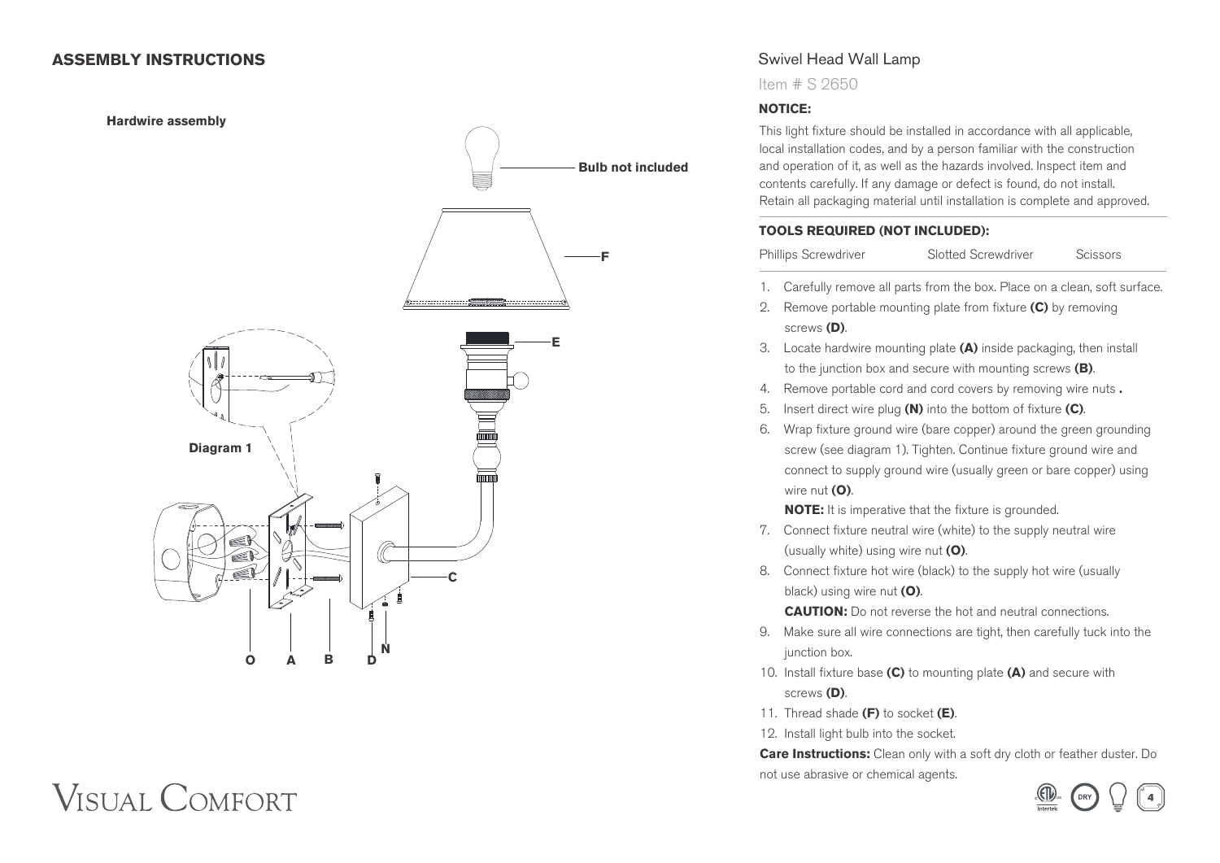## ASSEMBLY INSTRUCTIONS

**Hardwire assembly**

**Bulb not included**

F

E

**Diagram 1**

C

O A B D N

# Swivel Head Wall Lamp

Item # S 2650

**NOTICE:**

This light fixture should be installed in accordance with all applicable, local installation codes, and by a person familiar with the construction and operation of it, as well as the hazards involved. Inspect item and contents carefully. If any damage or defect is found, do not install. Retain all packaging material until installation is complete and approved.

**TOOLS REQUIRED (NOT INCLUDED):**

Phillips Screwdriver    Slotted Screwdriver    Scissors

1. Carefully remove all parts from the box. Place on a clean, soft surface.
2. Remove portable mounting plate from fixture **(C)** by removing screws **(D)**.
3. Locate hardwire mounting plate **(A)** inside packaging, then install to the junction box and secure with mounting screws **(B)**.
4. Remove portable cord and cord covers by removing wire nuts **.**
5. Insert direct wire plug **(N)** into the bottom of fixture **(C)**.
6. Wrap fixture ground wire (bare copper) around the green grounding screw (see diagram 1). Tighten. Continue fixture ground wire and connect to supply ground wire (usually green or bare copper) using wire nut **(O)**.

   **NOTE:** It is imperative that the fixture is grounded.
7. Connect fixture neutral wire (white) to the supply neutral wire (usually white) using wire nut **(O)**.
8. Connect fixture hot wire (black) to the supply hot wire (usually black) using wire nut **(O)**.

   **CAUTION:** Do not reverse the hot and neutral connections.
9. Make sure all wire connections are tight, then carefully tuck into the junction box.
10. Install fixture base **(C)** to mounting plate **(A)** and secure with screws **(D)**.
11. Thread shade **(F)** to socket **(E)**.
12. Install light bulb into the socket.

**Care Instructions:** Clean only with a soft dry cloth or feather duster. Do not use abrasive or chemical agents.

VISUAL COMFORT

DRY